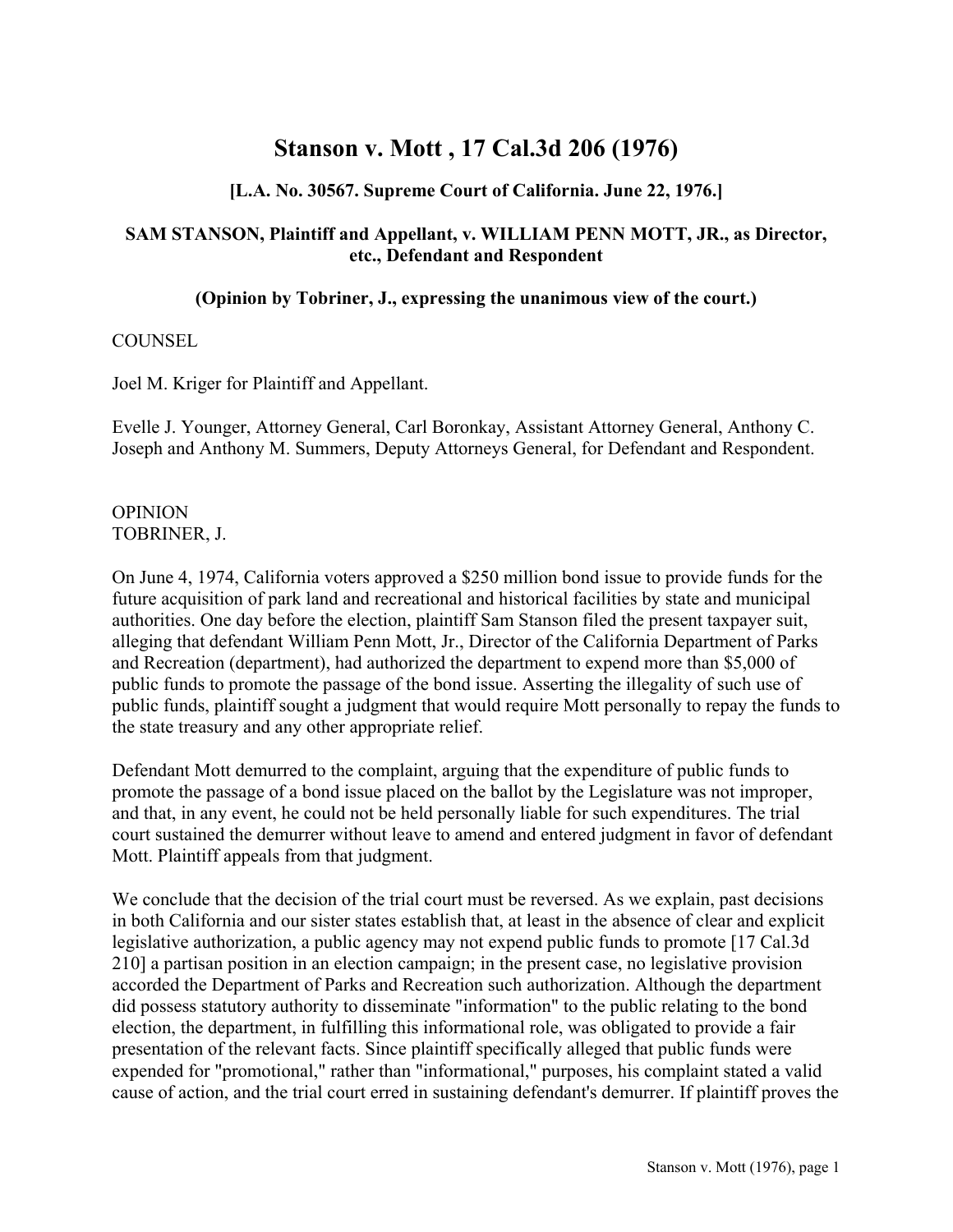# Stanson v. Mott , 17 Cal.3d 206 (1976)

### [L.A. No. 30567. Supreme Court of California. June 22, 1976.]

### SAM STANSON, Plaintiff and Appellant, v. WILLIAM PENN MOTT, JR., as Director, etc., Defendant and Respondent

### (Opinion by Tobriner, J., expressing the unanimous view of the court.)

COUNSEL

Joel M. Kriger for Plaintiff and Appellant.

Evelle J. Younger, Attorney General, Carl Boronkay, Assistant Attorney General, Anthony C. Joseph and Anthony M. Summers, Deputy Attorneys General, for Defendant and Respondent.

OPINION
TOBRINER, J.

On June 4, 1974, California voters approved a $250 million bond issue to provide funds for the future acquisition of park land and recreational and historical facilities by state and municipal authorities. One day before the election, plaintiff Sam Stanson filed the present taxpayer suit, alleging that defendant William Penn Mott, Jr., Director of the California Department of Parks and Recreation (department), had authorized the department to expend more than $5,000 of public funds to promote the passage of the bond issue. Asserting the illegality of such use of public funds, plaintiff sought a judgment that would require Mott personally to repay the funds to the state treasury and any other appropriate relief.

Defendant Mott demurred to the complaint, arguing that the expenditure of public funds to promote the passage of a bond issue placed on the ballot by the Legislature was not improper, and that, in any event, he could not be held personally liable for such expenditures. The trial court sustained the demurrer without leave to amend and entered judgment in favor of defendant Mott. Plaintiff appeals from that judgment.

We conclude that the decision of the trial court must be reversed. As we explain, past decisions in both California and our sister states establish that, at least in the absence of clear and explicit legislative authorization, a public agency may not expend public funds to promote [17 Cal.3d 210] a partisan position in an election campaign; in the present case, no legislative provision accorded the Department of Parks and Recreation such authorization. Although the department did possess statutory authority to disseminate "information" to the public relating to the bond election, the department, in fulfilling this informational role, was obligated to provide a fair presentation of the relevant facts. Since plaintiff specifically alleged that public funds were expended for "promotional," rather than "informational," purposes, his complaint stated a valid cause of action, and the trial court erred in sustaining defendant's demurrer. If plaintiff proves the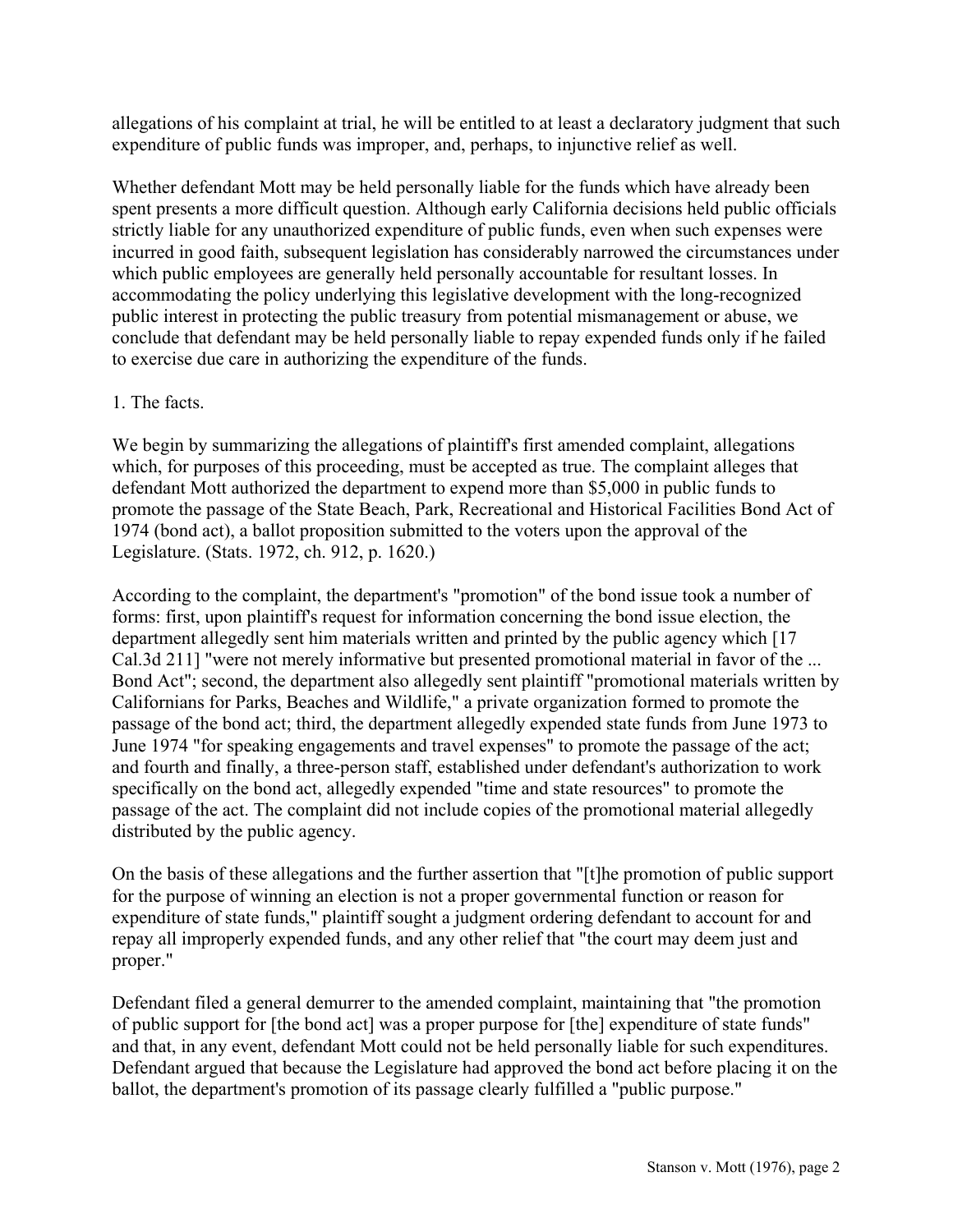allegations of his complaint at trial, he will be entitled to at least a declaratory judgment that such expenditure of public funds was improper, and, perhaps, to injunctive relief as well.

Whether defendant Mott may be held personally liable for the funds which have already been spent presents a more difficult question. Although early California decisions held public officials strictly liable for any unauthorized expenditure of public funds, even when such expenses were incurred in good faith, subsequent legislation has considerably narrowed the circumstances under which public employees are generally held personally accountable for resultant losses. In accommodating the policy underlying this legislative development with the long-recognized public interest in protecting the public treasury from potential mismanagement or abuse, we conclude that defendant may be held personally liable to repay expended funds only if he failed to exercise due care in authorizing the expenditure of the funds.

1. The facts.

We begin by summarizing the allegations of plaintiff's first amended complaint, allegations which, for purposes of this proceeding, must be accepted as true. The complaint alleges that defendant Mott authorized the department to expend more than $5,000 in public funds to promote the passage of the State Beach, Park, Recreational and Historical Facilities Bond Act of 1974 (bond act), a ballot proposition submitted to the voters upon the approval of the Legislature. (Stats. 1972, ch. 912, p. 1620.)

According to the complaint, the department's "promotion" of the bond issue took a number of forms: first, upon plaintiff's request for information concerning the bond issue election, the department allegedly sent him materials written and printed by the public agency which [17 Cal.3d 211] "were not merely informative but presented promotional material in favor of the ... Bond Act"; second, the department also allegedly sent plaintiff "promotional materials written by Californians for Parks, Beaches and Wildlife," a private organization formed to promote the passage of the bond act; third, the department allegedly expended state funds from June 1973 to June 1974 "for speaking engagements and travel expenses" to promote the passage of the act; and fourth and finally, a three-person staff, established under defendant's authorization to work specifically on the bond act, allegedly expended "time and state resources" to promote the passage of the act. The complaint did not include copies of the promotional material allegedly distributed by the public agency.

On the basis of these allegations and the further assertion that "[t]he promotion of public support for the purpose of winning an election is not a proper governmental function or reason for expenditure of state funds," plaintiff sought a judgment ordering defendant to account for and repay all improperly expended funds, and any other relief that "the court may deem just and proper."

Defendant filed a general demurrer to the amended complaint, maintaining that "the promotion of public support for [the bond act] was a proper purpose for [the] expenditure of state funds" and that, in any event, defendant Mott could not be held personally liable for such expenditures. Defendant argued that because the Legislature had approved the bond act before placing it on the ballot, the department's promotion of its passage clearly fulfilled a "public purpose."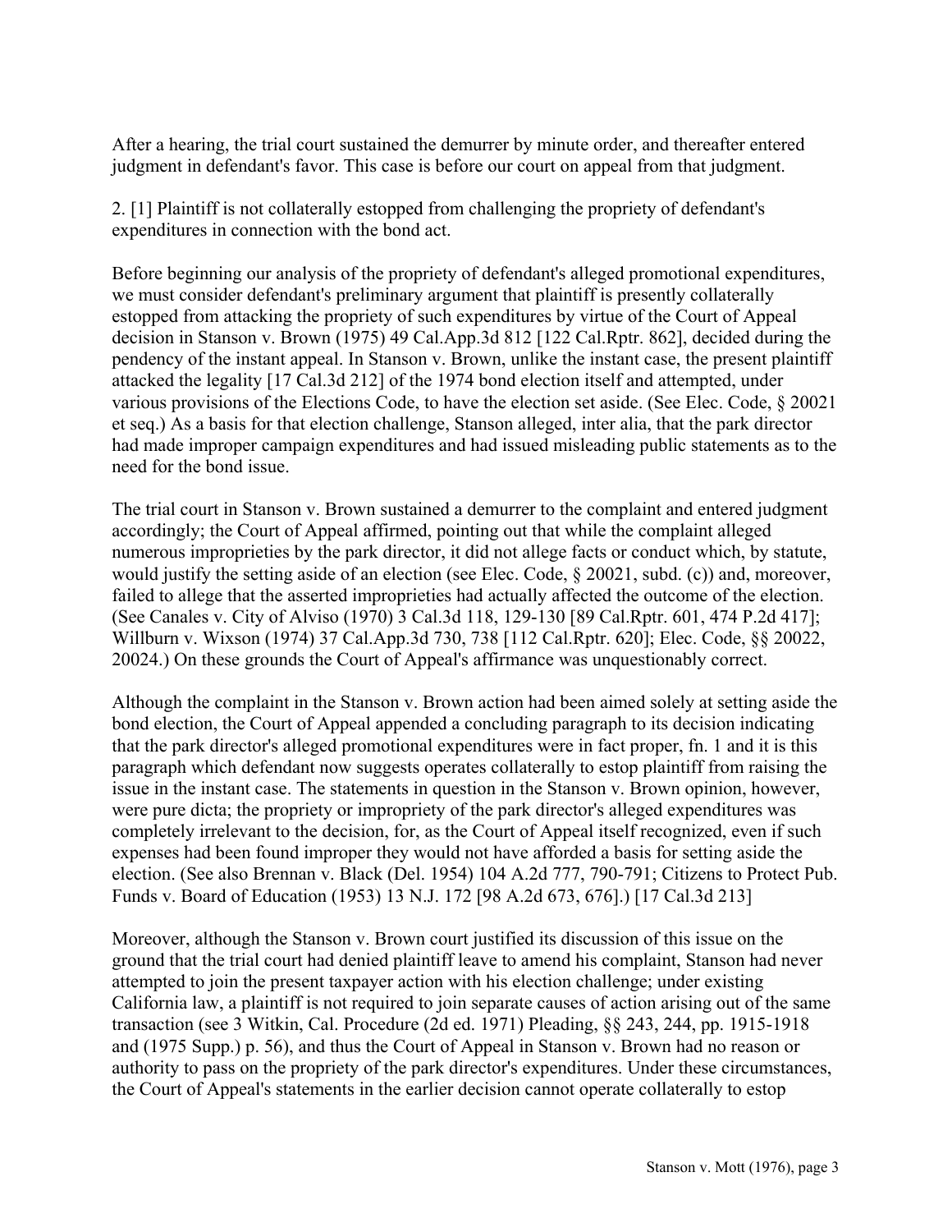After a hearing, the trial court sustained the demurrer by minute order, and thereafter entered judgment in defendant's favor. This case is before our court on appeal from that judgment.

2. [1] Plaintiff is not collaterally estopped from challenging the propriety of defendant's expenditures in connection with the bond act.

Before beginning our analysis of the propriety of defendant's alleged promotional expenditures, we must consider defendant's preliminary argument that plaintiff is presently collaterally estopped from attacking the propriety of such expenditures by virtue of the Court of Appeal decision in Stanson v. Brown (1975) 49 Cal.App.3d 812 [122 Cal.Rptr. 862], decided during the pendency of the instant appeal. In Stanson v. Brown, unlike the instant case, the present plaintiff attacked the legality [17 Cal.3d 212] of the 1974 bond election itself and attempted, under various provisions of the Elections Code, to have the election set aside. (See Elec. Code, § 20021 et seq.) As a basis for that election challenge, Stanson alleged, inter alia, that the park director had made improper campaign expenditures and had issued misleading public statements as to the need for the bond issue.

The trial court in Stanson v. Brown sustained a demurrer to the complaint and entered judgment accordingly; the Court of Appeal affirmed, pointing out that while the complaint alleged numerous improprieties by the park director, it did not allege facts or conduct which, by statute, would justify the setting aside of an election (see Elec. Code, § 20021, subd. (c)) and, moreover, failed to allege that the asserted improprieties had actually affected the outcome of the election. (See Canales v. City of Alviso (1970) 3 Cal.3d 118, 129-130 [89 Cal.Rptr. 601, 474 P.2d 417]; Willburn v. Wixson (1974) 37 Cal.App.3d 730, 738 [112 Cal.Rptr. 620]; Elec. Code, §§ 20022, 20024.) On these grounds the Court of Appeal's affirmance was unquestionably correct.

Although the complaint in the Stanson v. Brown action had been aimed solely at setting aside the bond election, the Court of Appeal appended a concluding paragraph to its decision indicating that the park director's alleged promotional expenditures were in fact proper, fn. 1 and it is this paragraph which defendant now suggests operates collaterally to estop plaintiff from raising the issue in the instant case. The statements in question in the Stanson v. Brown opinion, however, were pure dicta; the propriety or impropriety of the park director's alleged expenditures was completely irrelevant to the decision, for, as the Court of Appeal itself recognized, even if such expenses had been found improper they would not have afforded a basis for setting aside the election. (See also Brennan v. Black (Del. 1954) 104 A.2d 777, 790-791; Citizens to Protect Pub. Funds v. Board of Education (1953) 13 N.J. 172 [98 A.2d 673, 676].) [17 Cal.3d 213]

Moreover, although the Stanson v. Brown court justified its discussion of this issue on the ground that the trial court had denied plaintiff leave to amend his complaint, Stanson had never attempted to join the present taxpayer action with his election challenge; under existing California law, a plaintiff is not required to join separate causes of action arising out of the same transaction (see 3 Witkin, Cal. Procedure (2d ed. 1971) Pleading, §§ 243, 244, pp. 1915-1918 and (1975 Supp.) p. 56), and thus the Court of Appeal in Stanson v. Brown had no reason or authority to pass on the propriety of the park director's expenditures. Under these circumstances, the Court of Appeal's statements in the earlier decision cannot operate collaterally to estop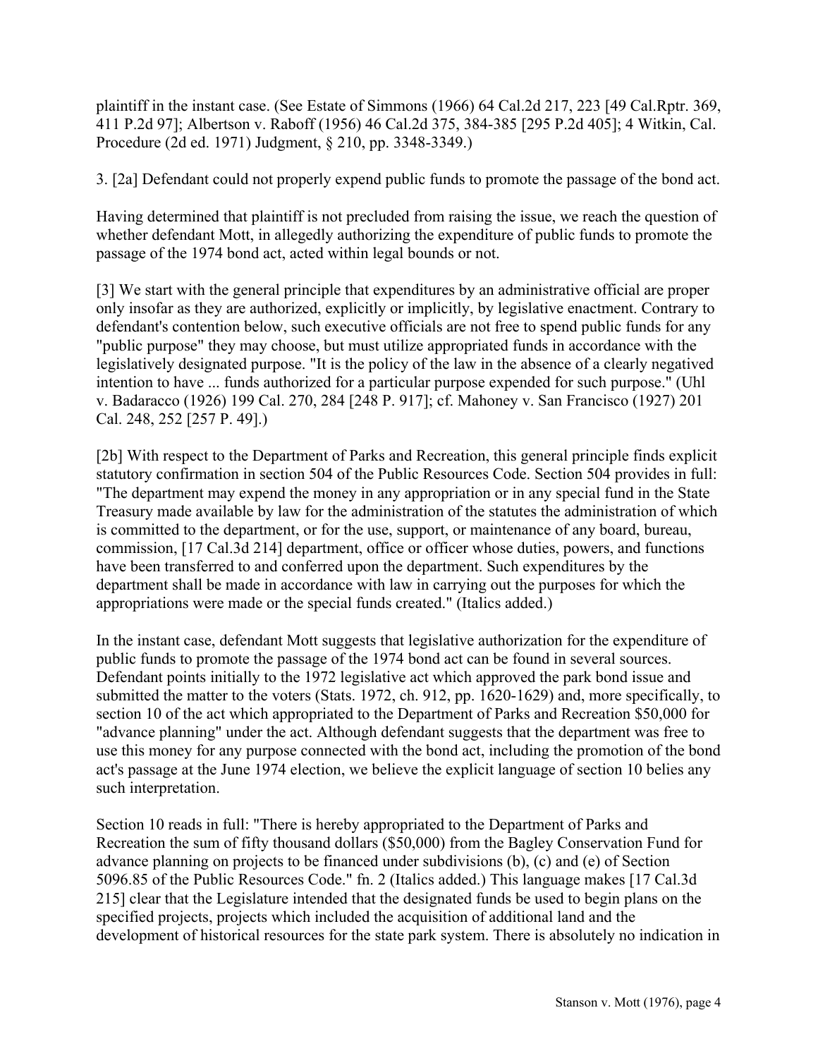plaintiff in the instant case. (See Estate of Simmons (1966) 64 Cal.2d 217, 223 [49 Cal.Rptr. 369, 411 P.2d 97]; Albertson v. Raboff (1956) 46 Cal.2d 375, 384-385 [295 P.2d 405]; 4 Witkin, Cal. Procedure (2d ed. 1971) Judgment, § 210, pp. 3348-3349.)

3. [2a] Defendant could not properly expend public funds to promote the passage of the bond act.

Having determined that plaintiff is not precluded from raising the issue, we reach the question of whether defendant Mott, in allegedly authorizing the expenditure of public funds to promote the passage of the 1974 bond act, acted within legal bounds or not.

[3] We start with the general principle that expenditures by an administrative official are proper only insofar as they are authorized, explicitly or implicitly, by legislative enactment. Contrary to defendant's contention below, such executive officials are not free to spend public funds for any "public purpose" they may choose, but must utilize appropriated funds in accordance with the legislatively designated purpose. "It is the policy of the law in the absence of a clearly negatived intention to have ... funds authorized for a particular purpose expended for such purpose." (Uhl v. Badaracco (1926) 199 Cal. 270, 284 [248 P. 917]; cf. Mahoney v. San Francisco (1927) 201 Cal. 248, 252 [257 P. 49].)

[2b] With respect to the Department of Parks and Recreation, this general principle finds explicit statutory confirmation in section 504 of the Public Resources Code. Section 504 provides in full: "The department may expend the money in any appropriation or in any special fund in the State Treasury made available by law for the administration of the statutes the administration of which is committed to the department, or for the use, support, or maintenance of any board, bureau, commission, [17 Cal.3d 214] department, office or officer whose duties, powers, and functions have been transferred to and conferred upon the department. Such expenditures by the department shall be made in accordance with law in carrying out the purposes for which the appropriations were made or the special funds created." (Italics added.)

In the instant case, defendant Mott suggests that legislative authorization for the expenditure of public funds to promote the passage of the 1974 bond act can be found in several sources. Defendant points initially to the 1972 legislative act which approved the park bond issue and submitted the matter to the voters (Stats. 1972, ch. 912, pp. 1620-1629) and, more specifically, to section 10 of the act which appropriated to the Department of Parks and Recreation $50,000 for "advance planning" under the act. Although defendant suggests that the department was free to use this money for any purpose connected with the bond act, including the promotion of the bond act's passage at the June 1974 election, we believe the explicit language of section 10 belies any such interpretation.

Section 10 reads in full: "There is hereby appropriated to the Department of Parks and Recreation the sum of fifty thousand dollars ($50,000) from the Bagley Conservation Fund for advance planning on projects to be financed under subdivisions (b), (c) and (e) of Section 5096.85 of the Public Resources Code." fn. 2 (Italics added.) This language makes [17 Cal.3d 215] clear that the Legislature intended that the designated funds be used to begin plans on the specified projects, projects which included the acquisition of additional land and the development of historical resources for the state park system. There is absolutely no indication in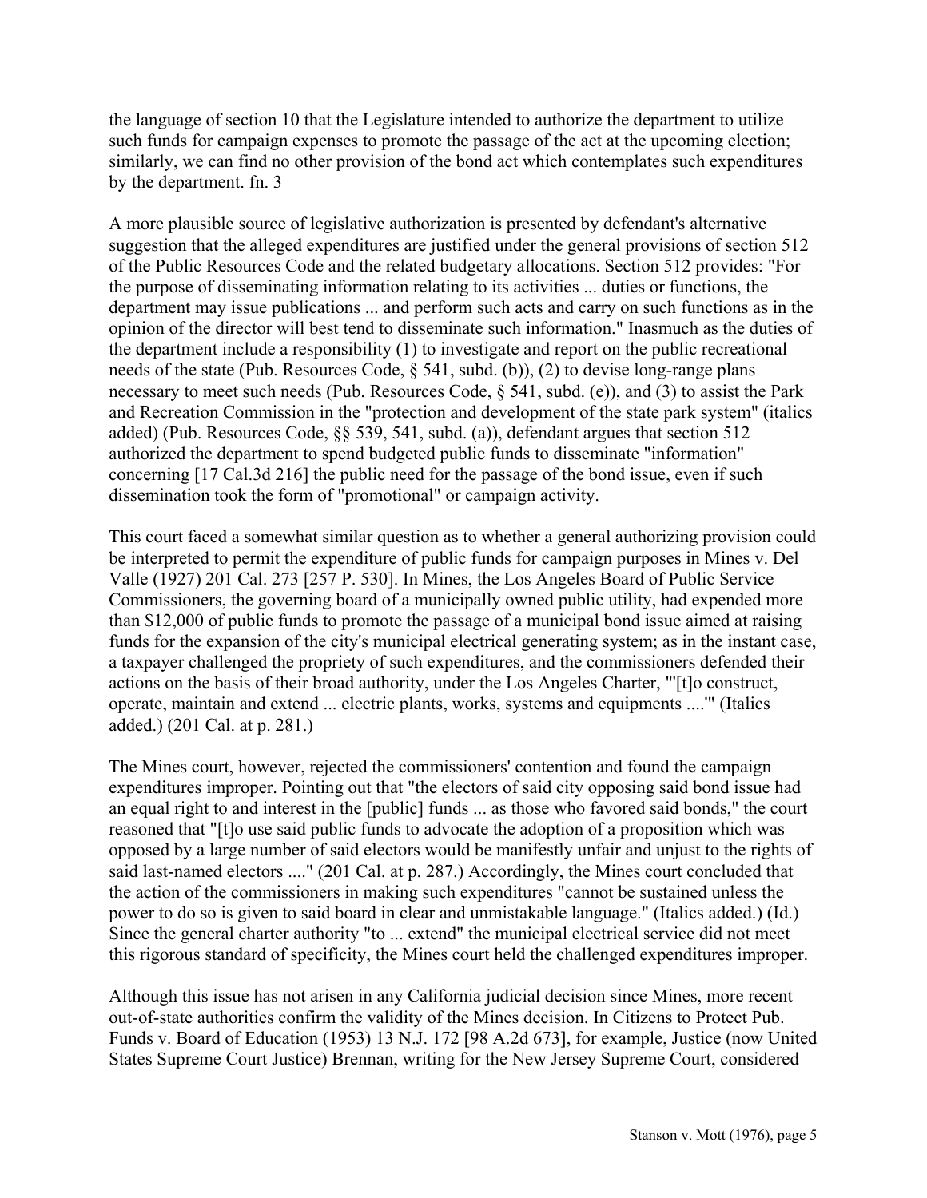the language of section 10 that the Legislature intended to authorize the department to utilize such funds for campaign expenses to promote the passage of the act at the upcoming election; similarly, we can find no other provision of the bond act which contemplates such expenditures by the department. fn. 3

A more plausible source of legislative authorization is presented by defendant's alternative suggestion that the alleged expenditures are justified under the general provisions of section 512 of the Public Resources Code and the related budgetary allocations. Section 512 provides: "For the purpose of disseminating information relating to its activities ... duties or functions, the department may issue publications ... and perform such acts and carry on such functions as in the opinion of the director will best tend to disseminate such information." Inasmuch as the duties of the department include a responsibility (1) to investigate and report on the public recreational needs of the state (Pub. Resources Code, § 541, subd. (b)), (2) to devise long-range plans necessary to meet such needs (Pub. Resources Code, § 541, subd. (e)), and (3) to assist the Park and Recreation Commission in the "protection and development of the state park system" (italics added) (Pub. Resources Code, §§ 539, 541, subd. (a)), defendant argues that section 512 authorized the department to spend budgeted public funds to disseminate "information" concerning [17 Cal.3d 216] the public need for the passage of the bond issue, even if such dissemination took the form of "promotional" or campaign activity.

This court faced a somewhat similar question as to whether a general authorizing provision could be interpreted to permit the expenditure of public funds for campaign purposes in Mines v. Del Valle (1927) 201 Cal. 273 [257 P. 530]. In Mines, the Los Angeles Board of Public Service Commissioners, the governing board of a municipally owned public utility, had expended more than $12,000 of public funds to promote the passage of a municipal bond issue aimed at raising funds for the expansion of the city's municipal electrical generating system; as in the instant case, a taxpayer challenged the propriety of such expenditures, and the commissioners defended their actions on the basis of their broad authority, under the Los Angeles Charter, "'[t]o construct, operate, maintain and extend ... electric plants, works, systems and equipments ....'" (Italics added.) (201 Cal. at p. 281.)

The Mines court, however, rejected the commissioners' contention and found the campaign expenditures improper. Pointing out that "the electors of said city opposing said bond issue had an equal right to and interest in the [public] funds ... as those who favored said bonds," the court reasoned that "[t]o use said public funds to advocate the adoption of a proposition which was opposed by a large number of said electors would be manifestly unfair and unjust to the rights of said last-named electors ...." (201 Cal. at p. 287.) Accordingly, the Mines court concluded that the action of the commissioners in making such expenditures "cannot be sustained unless the power to do so is given to said board in clear and unmistakable language." (Italics added.) (Id.) Since the general charter authority "to ... extend" the municipal electrical service did not meet this rigorous standard of specificity, the Mines court held the challenged expenditures improper.

Although this issue has not arisen in any California judicial decision since Mines, more recent out-of-state authorities confirm the validity of the Mines decision. In Citizens to Protect Pub. Funds v. Board of Education (1953) 13 N.J. 172 [98 A.2d 673], for example, Justice (now United States Supreme Court Justice) Brennan, writing for the New Jersey Supreme Court, considered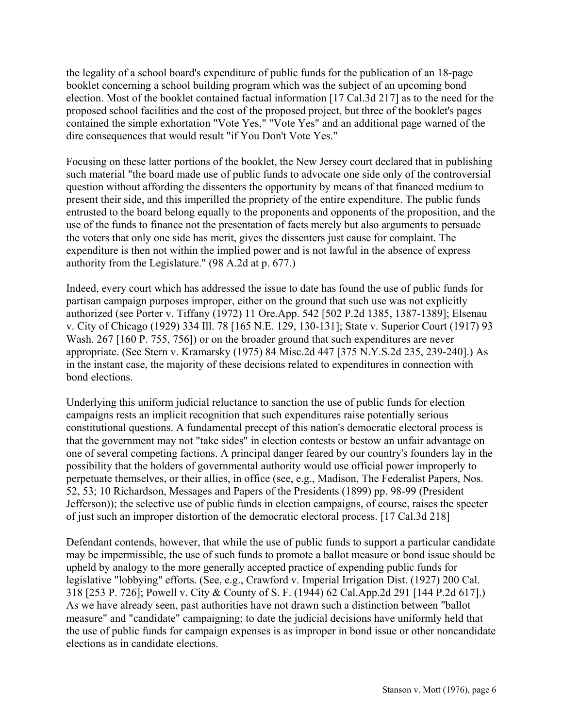the legality of a school board's expenditure of public funds for the publication of an 18-page booklet concerning a school building program which was the subject of an upcoming bond election. Most of the booklet contained factual information [17 Cal.3d 217] as to the need for the proposed school facilities and the cost of the proposed project, but three of the booklet's pages contained the simple exhortation "Vote Yes," "Vote Yes" and an additional page warned of the dire consequences that would result "if You Don't Vote Yes."

Focusing on these latter portions of the booklet, the New Jersey court declared that in publishing such material "the board made use of public funds to advocate one side only of the controversial question without affording the dissenters the opportunity by means of that financed medium to present their side, and this imperilled the propriety of the entire expenditure. The public funds entrusted to the board belong equally to the proponents and opponents of the proposition, and the use of the funds to finance not the presentation of facts merely but also arguments to persuade the voters that only one side has merit, gives the dissenters just cause for complaint. The expenditure is then not within the implied power and is not lawful in the absence of express authority from the Legislature." (98 A.2d at p. 677.)

Indeed, every court which has addressed the issue to date has found the use of public funds for partisan campaign purposes improper, either on the ground that such use was not explicitly authorized (see Porter v. Tiffany (1972) 11 Ore.App. 542 [502 P.2d 1385, 1387-1389]; Elsenau v. City of Chicago (1929) 334 Ill. 78 [165 N.E. 129, 130-131]; State v. Superior Court (1917) 93 Wash. 267 [160 P. 755, 756]) or on the broader ground that such expenditures are never appropriate. (See Stern v. Kramarsky (1975) 84 Misc.2d 447 [375 N.Y.S.2d 235, 239-240].) As in the instant case, the majority of these decisions related to expenditures in connection with bond elections.

Underlying this uniform judicial reluctance to sanction the use of public funds for election campaigns rests an implicit recognition that such expenditures raise potentially serious constitutional questions. A fundamental precept of this nation's democratic electoral process is that the government may not "take sides" in election contests or bestow an unfair advantage on one of several competing factions. A principal danger feared by our country's founders lay in the possibility that the holders of governmental authority would use official power improperly to perpetuate themselves, or their allies, in office (see, e.g., Madison, The Federalist Papers, Nos. 52, 53; 10 Richardson, Messages and Papers of the Presidents (1899) pp. 98-99 (President Jefferson)); the selective use of public funds in election campaigns, of course, raises the specter of just such an improper distortion of the democratic electoral process. [17 Cal.3d 218]

Defendant contends, however, that while the use of public funds to support a particular candidate may be impermissible, the use of such funds to promote a ballot measure or bond issue should be upheld by analogy to the more generally accepted practice of expending public funds for legislative "lobbying" efforts. (See, e.g., Crawford v. Imperial Irrigation Dist. (1927) 200 Cal. 318 [253 P. 726]; Powell v. City & County of S. F. (1944) 62 Cal.App.2d 291 [144 P.2d 617].) As we have already seen, past authorities have not drawn such a distinction between "ballot measure" and "candidate" campaigning; to date the judicial decisions have uniformly held that the use of public funds for campaign expenses is as improper in bond issue or other noncandidate elections as in candidate elections.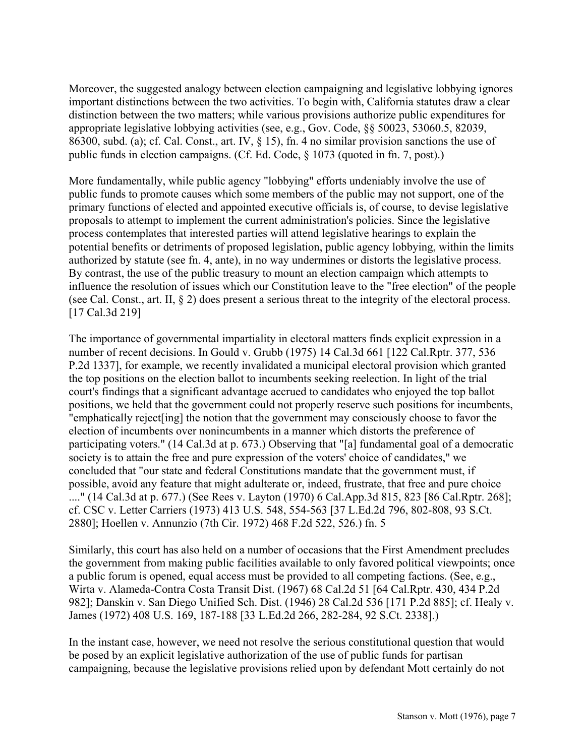Moreover, the suggested analogy between election campaigning and legislative lobbying ignores important distinctions between the two activities. To begin with, California statutes draw a clear distinction between the two matters; while various provisions authorize public expenditures for appropriate legislative lobbying activities (see, e.g., Gov. Code, §§ 50023, 53060.5, 82039, 86300, subd. (a); cf. Cal. Const., art. IV, § 15), fn. 4 no similar provision sanctions the use of public funds in election campaigns. (Cf. Ed. Code, § 1073 (quoted in fn. 7, post).)

More fundamentally, while public agency "lobbying" efforts undeniably involve the use of public funds to promote causes which some members of the public may not support, one of the primary functions of elected and appointed executive officials is, of course, to devise legislative proposals to attempt to implement the current administration's policies. Since the legislative process contemplates that interested parties will attend legislative hearings to explain the potential benefits or detriments of proposed legislation, public agency lobbying, within the limits authorized by statute (see fn. 4, ante), in no way undermines or distorts the legislative process. By contrast, the use of the public treasury to mount an election campaign which attempts to influence the resolution of issues which our Constitution leave to the "free election" of the people (see Cal. Const., art. II, § 2) does present a serious threat to the integrity of the electoral process. [17 Cal.3d 219]

The importance of governmental impartiality in electoral matters finds explicit expression in a number of recent decisions. In Gould v. Grubb (1975) 14 Cal.3d 661 [122 Cal.Rptr. 377, 536 P.2d 1337], for example, we recently invalidated a municipal electoral provision which granted the top positions on the election ballot to incumbents seeking reelection. In light of the trial court's findings that a significant advantage accrued to candidates who enjoyed the top ballot positions, we held that the government could not properly reserve such positions for incumbents, "emphatically reject[ing] the notion that the government may consciously choose to favor the election of incumbents over nonincumbents in a manner which distorts the preference of participating voters." (14 Cal.3d at p. 673.) Observing that "[a] fundamental goal of a democratic society is to attain the free and pure expression of the voters' choice of candidates," we concluded that "our state and federal Constitutions mandate that the government must, if possible, avoid any feature that might adulterate or, indeed, frustrate, that free and pure choice ...." (14 Cal.3d at p. 677.) (See Rees v. Layton (1970) 6 Cal.App.3d 815, 823 [86 Cal.Rptr. 268]; cf. CSC v. Letter Carriers (1973) 413 U.S. 548, 554-563 [37 L.Ed.2d 796, 802-808, 93 S.Ct. 2880]; Hoellen v. Annunzio (7th Cir. 1972) 468 F.2d 522, 526.) fn. 5

Similarly, this court has also held on a number of occasions that the First Amendment precludes the government from making public facilities available to only favored political viewpoints; once a public forum is opened, equal access must be provided to all competing factions. (See, e.g., Wirta v. Alameda-Contra Costa Transit Dist. (1967) 68 Cal.2d 51 [64 Cal.Rptr. 430, 434 P.2d 982]; Danskin v. San Diego Unified Sch. Dist. (1946) 28 Cal.2d 536 [171 P.2d 885]; cf. Healy v. James (1972) 408 U.S. 169, 187-188 [33 L.Ed.2d 266, 282-284, 92 S.Ct. 2338].)

In the instant case, however, we need not resolve the serious constitutional question that would be posed by an explicit legislative authorization of the use of public funds for partisan campaigning, because the legislative provisions relied upon by defendant Mott certainly do not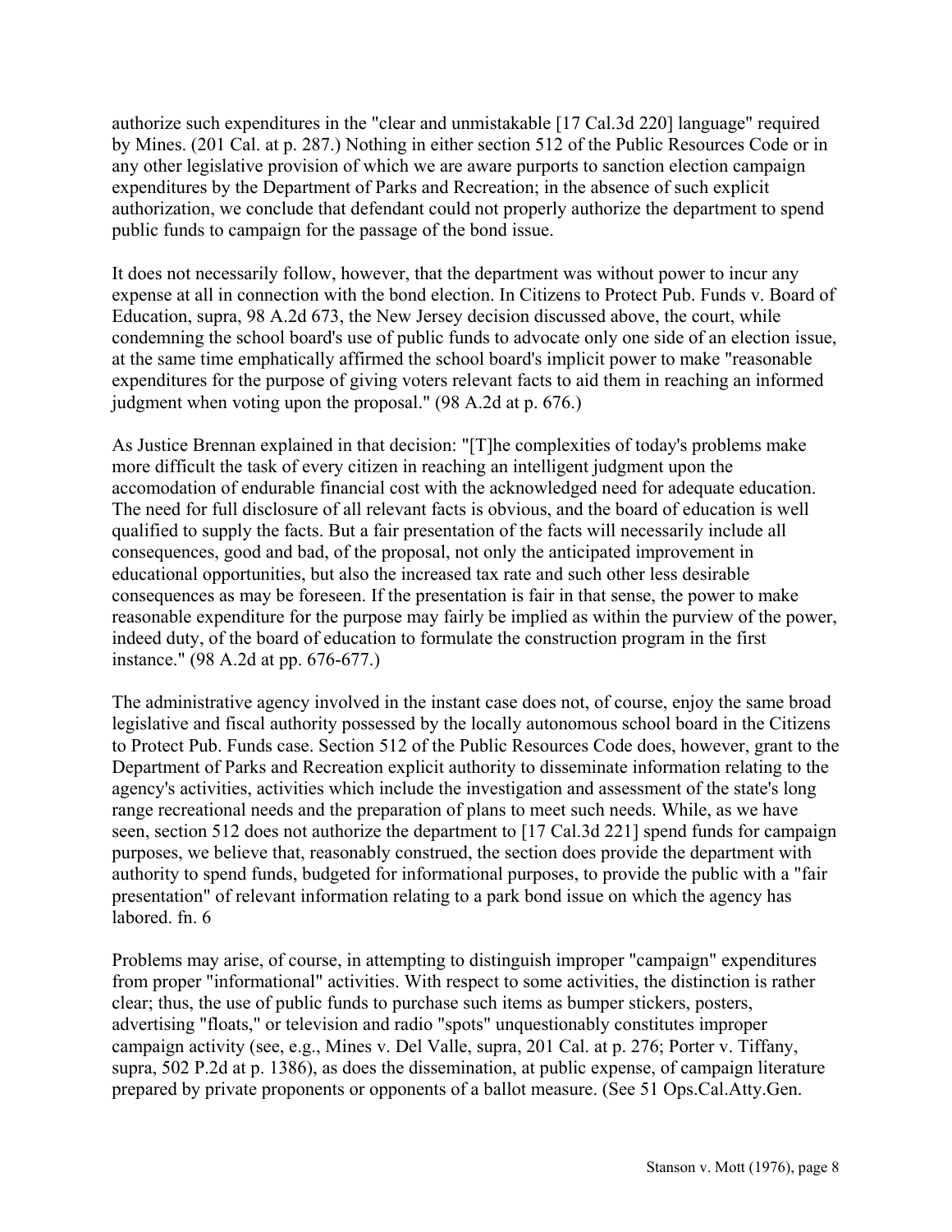authorize such expenditures in the "clear and unmistakable [17 Cal.3d 220] language" required by Mines. (201 Cal. at p. 287.) Nothing in either section 512 of the Public Resources Code or in any other legislative provision of which we are aware purports to sanction election campaign expenditures by the Department of Parks and Recreation; in the absence of such explicit authorization, we conclude that defendant could not properly authorize the department to spend public funds to campaign for the passage of the bond issue.

It does not necessarily follow, however, that the department was without power to incur any expense at all in connection with the bond election. In Citizens to Protect Pub. Funds v. Board of Education, supra, 98 A.2d 673, the New Jersey decision discussed above, the court, while condemning the school board's use of public funds to advocate only one side of an election issue, at the same time emphatically affirmed the school board's implicit power to make "reasonable expenditures for the purpose of giving voters relevant facts to aid them in reaching an informed judgment when voting upon the proposal." (98 A.2d at p. 676.)

As Justice Brennan explained in that decision: "[T]he complexities of today's problems make more difficult the task of every citizen in reaching an intelligent judgment upon the accomodation of endurable financial cost with the acknowledged need for adequate education. The need for full disclosure of all relevant facts is obvious, and the board of education is well qualified to supply the facts. But a fair presentation of the facts will necessarily include all consequences, good and bad, of the proposal, not only the anticipated improvement in educational opportunities, but also the increased tax rate and such other less desirable consequences as may be foreseen. If the presentation is fair in that sense, the power to make reasonable expenditure for the purpose may fairly be implied as within the purview of the power, indeed duty, of the board of education to formulate the construction program in the first instance." (98 A.2d at pp. 676-677.)

The administrative agency involved in the instant case does not, of course, enjoy the same broad legislative and fiscal authority possessed by the locally autonomous school board in the Citizens to Protect Pub. Funds case. Section 512 of the Public Resources Code does, however, grant to the Department of Parks and Recreation explicit authority to disseminate information relating to the agency's activities, activities which include the investigation and assessment of the state's long range recreational needs and the preparation of plans to meet such needs. While, as we have seen, section 512 does not authorize the department to [17 Cal.3d 221] spend funds for campaign purposes, we believe that, reasonably construed, the section does provide the department with authority to spend funds, budgeted for informational purposes, to provide the public with a "fair presentation" of relevant information relating to a park bond issue on which the agency has labored. fn. 6

Problems may arise, of course, in attempting to distinguish improper "campaign" expenditures from proper "informational" activities. With respect to some activities, the distinction is rather clear; thus, the use of public funds to purchase such items as bumper stickers, posters, advertising "floats," or television and radio "spots" unquestionably constitutes improper campaign activity (see, e.g., Mines v. Del Valle, supra, 201 Cal. at p. 276; Porter v. Tiffany, supra, 502 P.2d at p. 1386), as does the dissemination, at public expense, of campaign literature prepared by private proponents or opponents of a ballot measure. (See 51 Ops.Cal.Atty.Gen.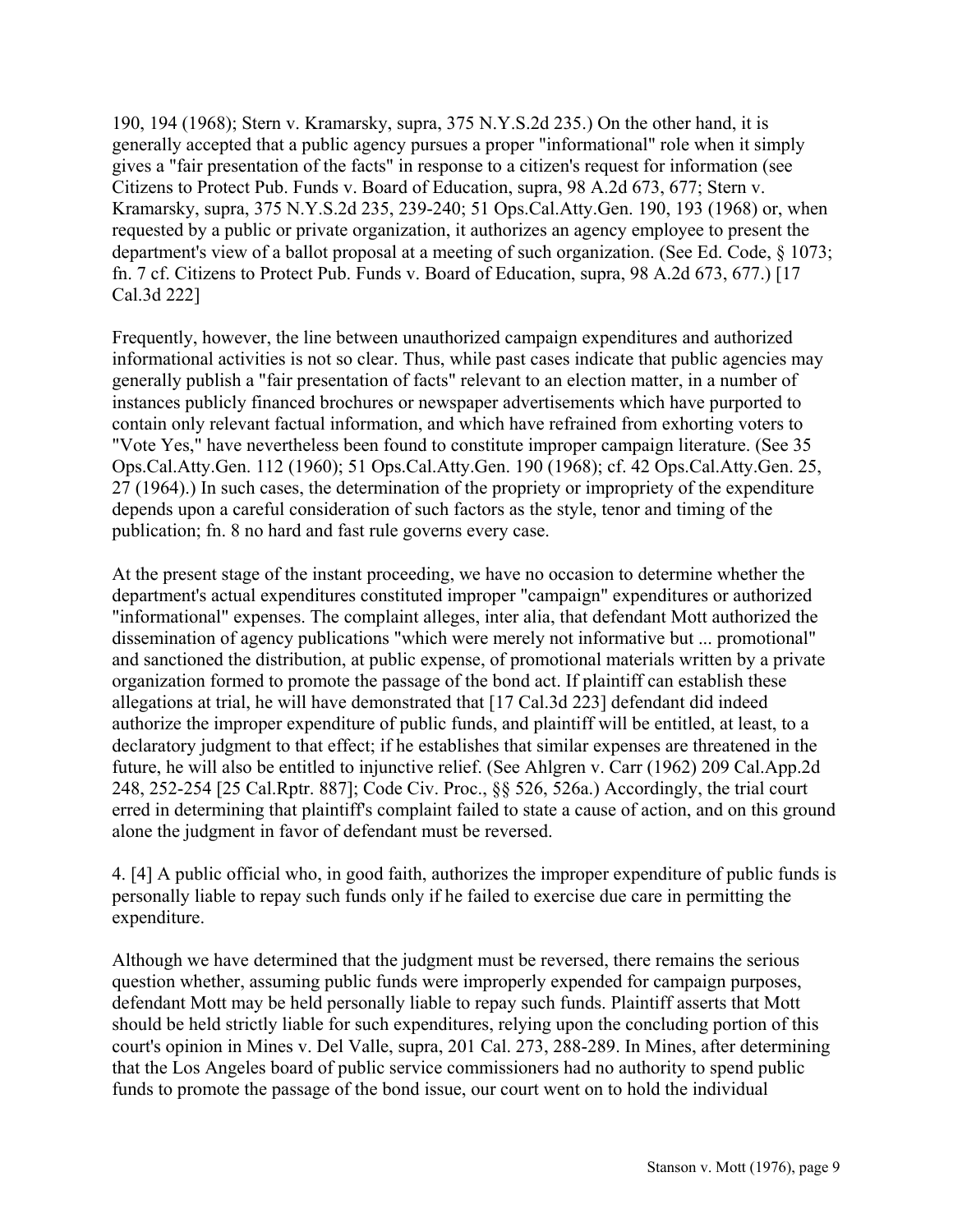190, 194 (1968); Stern v. Kramarsky, supra, 375 N.Y.S.2d 235.) On the other hand, it is generally accepted that a public agency pursues a proper "informational" role when it simply gives a "fair presentation of the facts" in response to a citizen's request for information (see Citizens to Protect Pub. Funds v. Board of Education, supra, 98 A.2d 673, 677; Stern v. Kramarsky, supra, 375 N.Y.S.2d 235, 239-240; 51 Ops.Cal.Atty.Gen. 190, 193 (1968) or, when requested by a public or private organization, it authorizes an agency employee to present the department's view of a ballot proposal at a meeting of such organization. (See Ed. Code, § 1073; fn. 7 cf. Citizens to Protect Pub. Funds v. Board of Education, supra, 98 A.2d 673, 677.) [17 Cal.3d 222]

Frequently, however, the line between unauthorized campaign expenditures and authorized informational activities is not so clear. Thus, while past cases indicate that public agencies may generally publish a "fair presentation of facts" relevant to an election matter, in a number of instances publicly financed brochures or newspaper advertisements which have purported to contain only relevant factual information, and which have refrained from exhorting voters to "Vote Yes," have nevertheless been found to constitute improper campaign literature. (See 35 Ops.Cal.Atty.Gen. 112 (1960); 51 Ops.Cal.Atty.Gen. 190 (1968); cf. 42 Ops.Cal.Atty.Gen. 25, 27 (1964).) In such cases, the determination of the propriety or impropriety of the expenditure depends upon a careful consideration of such factors as the style, tenor and timing of the publication; fn. 8 no hard and fast rule governs every case.

At the present stage of the instant proceeding, we have no occasion to determine whether the department's actual expenditures constituted improper "campaign" expenditures or authorized "informational" expenses. The complaint alleges, inter alia, that defendant Mott authorized the dissemination of agency publications "which were merely not informative but ... promotional" and sanctioned the distribution, at public expense, of promotional materials written by a private organization formed to promote the passage of the bond act. If plaintiff can establish these allegations at trial, he will have demonstrated that [17 Cal.3d 223] defendant did indeed authorize the improper expenditure of public funds, and plaintiff will be entitled, at least, to a declaratory judgment to that effect; if he establishes that similar expenses are threatened in the future, he will also be entitled to injunctive relief. (See Ahlgren v. Carr (1962) 209 Cal.App.2d 248, 252-254 [25 Cal.Rptr. 887]; Code Civ. Proc., §§ 526, 526a.) Accordingly, the trial court erred in determining that plaintiff's complaint failed to state a cause of action, and on this ground alone the judgment in favor of defendant must be reversed.

4. [4] A public official who, in good faith, authorizes the improper expenditure of public funds is personally liable to repay such funds only if he failed to exercise due care in permitting the expenditure.

Although we have determined that the judgment must be reversed, there remains the serious question whether, assuming public funds were improperly expended for campaign purposes, defendant Mott may be held personally liable to repay such funds. Plaintiff asserts that Mott should be held strictly liable for such expenditures, relying upon the concluding portion of this court's opinion in Mines v. Del Valle, supra, 201 Cal. 273, 288-289. In Mines, after determining that the Los Angeles board of public service commissioners had no authority to spend public funds to promote the passage of the bond issue, our court went on to hold the individual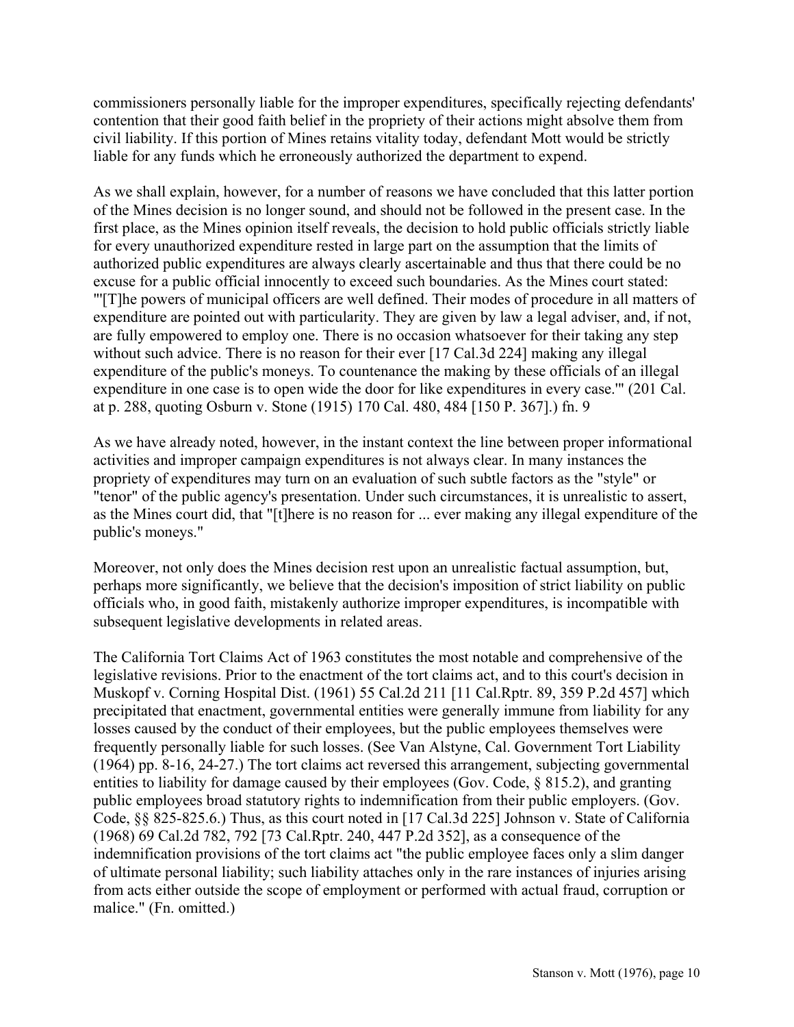commissioners personally liable for the improper expenditures, specifically rejecting defendants' contention that their good faith belief in the propriety of their actions might absolve them from civil liability. If this portion of Mines retains vitality today, defendant Mott would be strictly liable for any funds which he erroneously authorized the department to expend.

As we shall explain, however, for a number of reasons we have concluded that this latter portion of the Mines decision is no longer sound, and should not be followed in the present case. In the first place, as the Mines opinion itself reveals, the decision to hold public officials strictly liable for every unauthorized expenditure rested in large part on the assumption that the limits of authorized public expenditures are always clearly ascertainable and thus that there could be no excuse for a public official innocently to exceed such boundaries. As the Mines court stated: "'[T]he powers of municipal officers are well defined. Their modes of procedure in all matters of expenditure are pointed out with particularity. They are given by law a legal adviser, and, if not, are fully empowered to employ one. There is no occasion whatsoever for their taking any step without such advice. There is no reason for their ever [17 Cal.3d 224] making any illegal expenditure of the public's moneys. To countenance the making by these officials of an illegal expenditure in one case is to open wide the door for like expenditures in every case.'" (201 Cal. at p. 288, quoting Osburn v. Stone (1915) 170 Cal. 480, 484 [150 P. 367].) fn. 9

As we have already noted, however, in the instant context the line between proper informational activities and improper campaign expenditures is not always clear. In many instances the propriety of expenditures may turn on an evaluation of such subtle factors as the "style" or "tenor" of the public agency's presentation. Under such circumstances, it is unrealistic to assert, as the Mines court did, that "[t]here is no reason for ... ever making any illegal expenditure of the public's moneys."

Moreover, not only does the Mines decision rest upon an unrealistic factual assumption, but, perhaps more significantly, we believe that the decision's imposition of strict liability on public officials who, in good faith, mistakenly authorize improper expenditures, is incompatible with subsequent legislative developments in related areas.

The California Tort Claims Act of 1963 constitutes the most notable and comprehensive of the legislative revisions. Prior to the enactment of the tort claims act, and to this court's decision in Muskopf v. Corning Hospital Dist. (1961) 55 Cal.2d 211 [11 Cal.Rptr. 89, 359 P.2d 457] which precipitated that enactment, governmental entities were generally immune from liability for any losses caused by the conduct of their employees, but the public employees themselves were frequently personally liable for such losses. (See Van Alstyne, Cal. Government Tort Liability (1964) pp. 8-16, 24-27.) The tort claims act reversed this arrangement, subjecting governmental entities to liability for damage caused by their employees (Gov. Code, § 815.2), and granting public employees broad statutory rights to indemnification from their public employers. (Gov. Code, §§ 825-825.6.) Thus, as this court noted in [17 Cal.3d 225] Johnson v. State of California (1968) 69 Cal.2d 782, 792 [73 Cal.Rptr. 240, 447 P.2d 352], as a consequence of the indemnification provisions of the tort claims act "the public employee faces only a slim danger of ultimate personal liability; such liability attaches only in the rare instances of injuries arising from acts either outside the scope of employment or performed with actual fraud, corruption or malice." (Fn. omitted.)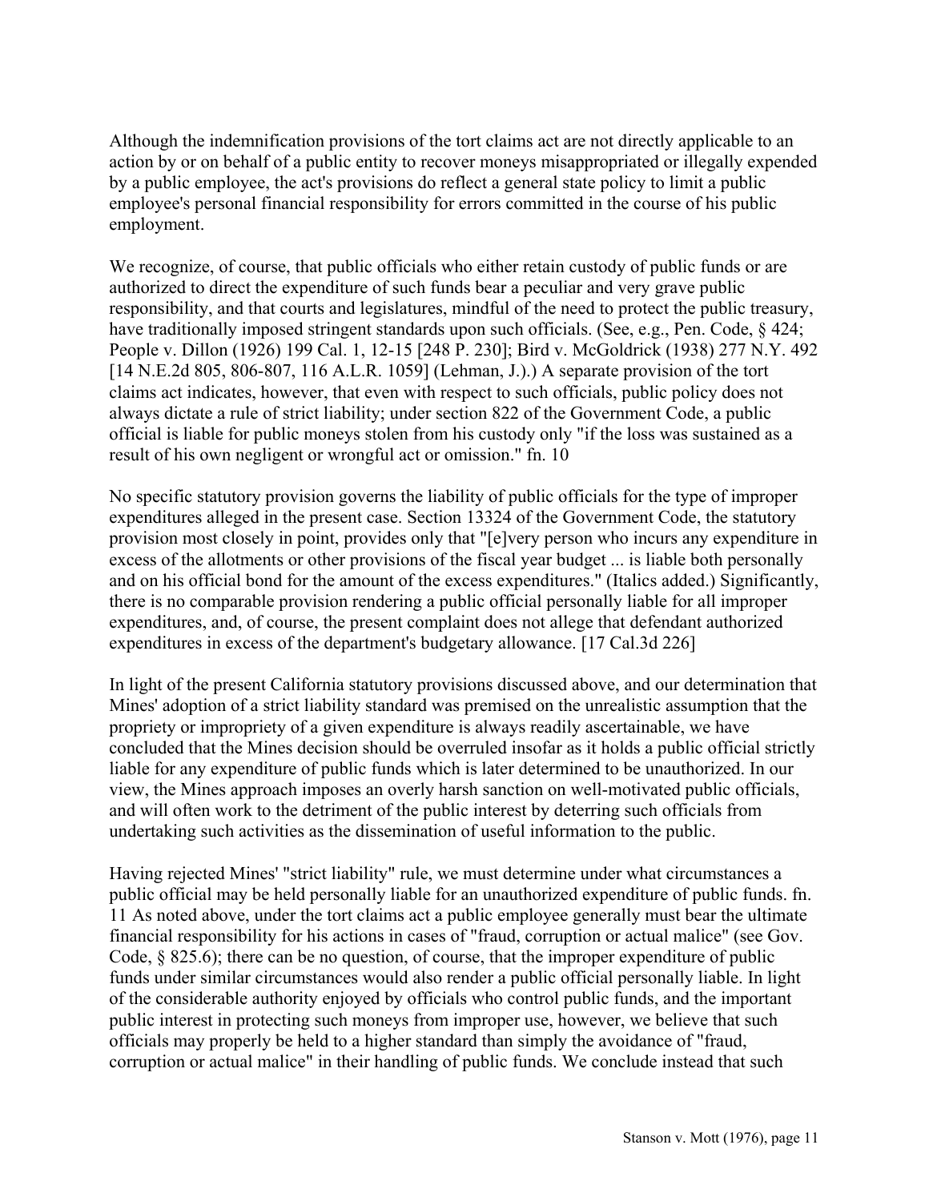Although the indemnification provisions of the tort claims act are not directly applicable to an action by or on behalf of a public entity to recover moneys misappropriated or illegally expended by a public employee, the act's provisions do reflect a general state policy to limit a public employee's personal financial responsibility for errors committed in the course of his public employment.

We recognize, of course, that public officials who either retain custody of public funds or are authorized to direct the expenditure of such funds bear a peculiar and very grave public responsibility, and that courts and legislatures, mindful of the need to protect the public treasury, have traditionally imposed stringent standards upon such officials. (See, e.g., Pen. Code, § 424; People v. Dillon (1926) 199 Cal. 1, 12-15 [248 P. 230]; Bird v. McGoldrick (1938) 277 N.Y. 492 [14 N.E.2d 805, 806-807, 116 A.L.R. 1059] (Lehman, J.).) A separate provision of the tort claims act indicates, however, that even with respect to such officials, public policy does not always dictate a rule of strict liability; under section 822 of the Government Code, a public official is liable for public moneys stolen from his custody only "if the loss was sustained as a result of his own negligent or wrongful act or omission." fn. 10

No specific statutory provision governs the liability of public officials for the type of improper expenditures alleged in the present case. Section 13324 of the Government Code, the statutory provision most closely in point, provides only that "[e]very person who incurs any expenditure in excess of the allotments or other provisions of the fiscal year budget ... is liable both personally and on his official bond for the amount of the excess expenditures." (Italics added.) Significantly, there is no comparable provision rendering a public official personally liable for all improper expenditures, and, of course, the present complaint does not allege that defendant authorized expenditures in excess of the department's budgetary allowance. [17 Cal.3d 226]

In light of the present California statutory provisions discussed above, and our determination that Mines' adoption of a strict liability standard was premised on the unrealistic assumption that the propriety or impropriety of a given expenditure is always readily ascertainable, we have concluded that the Mines decision should be overruled insofar as it holds a public official strictly liable for any expenditure of public funds which is later determined to be unauthorized. In our view, the Mines approach imposes an overly harsh sanction on well-motivated public officials, and will often work to the detriment of the public interest by deterring such officials from undertaking such activities as the dissemination of useful information to the public.

Having rejected Mines' "strict liability" rule, we must determine under what circumstances a public official may be held personally liable for an unauthorized expenditure of public funds. fn. 11 As noted above, under the tort claims act a public employee generally must bear the ultimate financial responsibility for his actions in cases of "fraud, corruption or actual malice" (see Gov. Code, § 825.6); there can be no question, of course, that the improper expenditure of public funds under similar circumstances would also render a public official personally liable. In light of the considerable authority enjoyed by officials who control public funds, and the important public interest in protecting such moneys from improper use, however, we believe that such officials may properly be held to a higher standard than simply the avoidance of "fraud, corruption or actual malice" in their handling of public funds. We conclude instead that such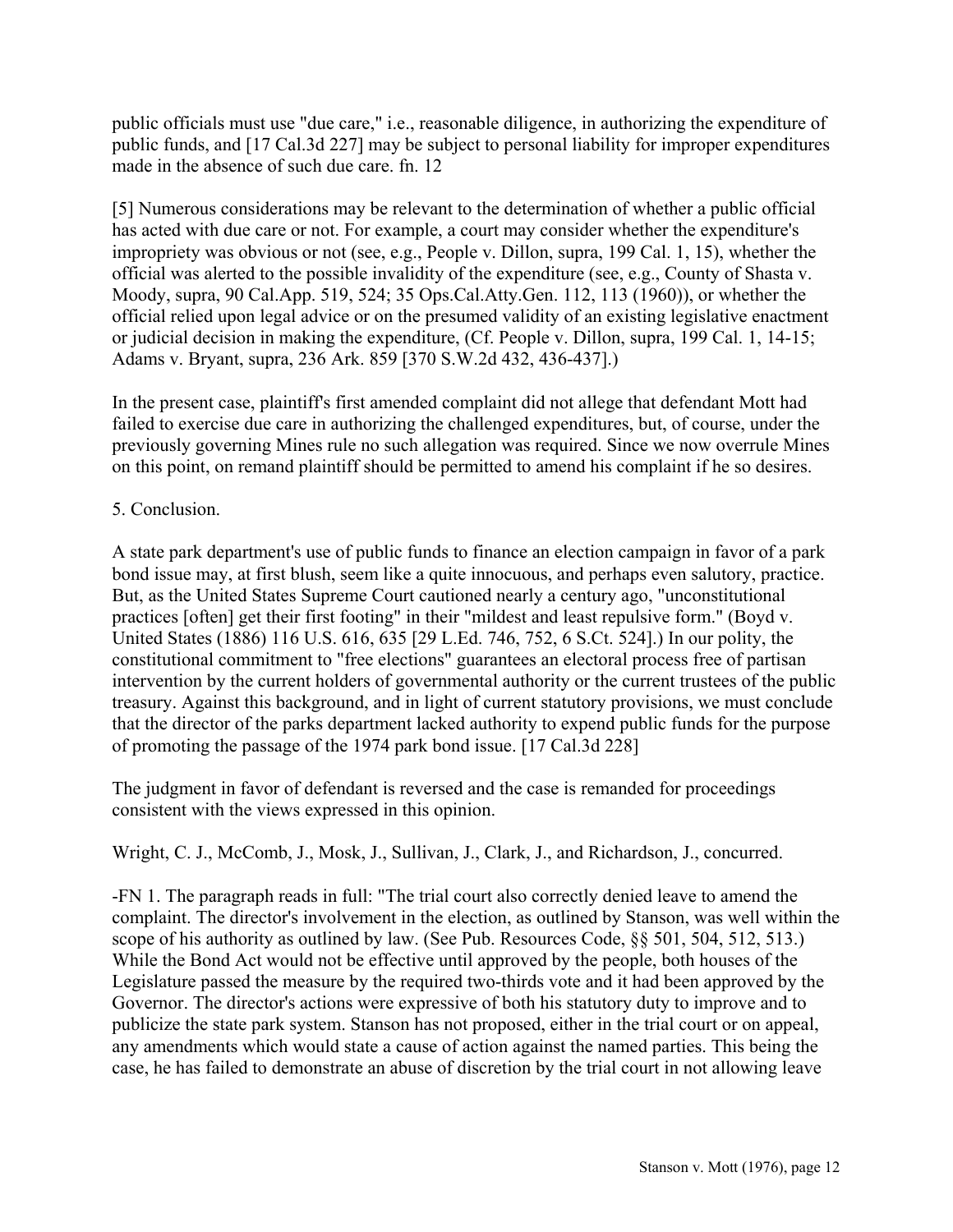public officials must use "due care," i.e., reasonable diligence, in authorizing the expenditure of public funds, and [17 Cal.3d 227] may be subject to personal liability for improper expenditures made in the absence of such due care. fn. 12

[5] Numerous considerations may be relevant to the determination of whether a public official has acted with due care or not. For example, a court may consider whether the expenditure's impropriety was obvious or not (see, e.g., People v. Dillon, supra, 199 Cal. 1, 15), whether the official was alerted to the possible invalidity of the expenditure (see, e.g., County of Shasta v. Moody, supra, 90 Cal.App. 519, 524; 35 Ops.Cal.Atty.Gen. 112, 113 (1960)), or whether the official relied upon legal advice or on the presumed validity of an existing legislative enactment or judicial decision in making the expenditure, (Cf. People v. Dillon, supra, 199 Cal. 1, 14-15; Adams v. Bryant, supra, 236 Ark. 859 [370 S.W.2d 432, 436-437].)

In the present case, plaintiff's first amended complaint did not allege that defendant Mott had failed to exercise due care in authorizing the challenged expenditures, but, of course, under the previously governing Mines rule no such allegation was required. Since we now overrule Mines on this point, on remand plaintiff should be permitted to amend his complaint if he so desires.

5. Conclusion.

A state park department's use of public funds to finance an election campaign in favor of a park bond issue may, at first blush, seem like a quite innocuous, and perhaps even salutory, practice. But, as the United States Supreme Court cautioned nearly a century ago, "unconstitutional practices [often] get their first footing" in their "mildest and least repulsive form." (Boyd v. United States (1886) 116 U.S. 616, 635 [29 L.Ed. 746, 752, 6 S.Ct. 524].) In our polity, the constitutional commitment to "free elections" guarantees an electoral process free of partisan intervention by the current holders of governmental authority or the current trustees of the public treasury. Against this background, and in light of current statutory provisions, we must conclude that the director of the parks department lacked authority to expend public funds for the purpose of promoting the passage of the 1974 park bond issue. [17 Cal.3d 228]

The judgment in favor of defendant is reversed and the case is remanded for proceedings consistent with the views expressed in this opinion.

Wright, C. J., McComb, J., Mosk, J., Sullivan, J., Clark, J., and Richardson, J., concurred.

-FN 1. The paragraph reads in full: "The trial court also correctly denied leave to amend the complaint. The director's involvement in the election, as outlined by Stanson, was well within the scope of his authority as outlined by law. (See Pub. Resources Code, §§ 501, 504, 512, 513.) While the Bond Act would not be effective until approved by the people, both houses of the Legislature passed the measure by the required two-thirds vote and it had been approved by the Governor. The director's actions were expressive of both his statutory duty to improve and to publicize the state park system. Stanson has not proposed, either in the trial court or on appeal, any amendments which would state a cause of action against the named parties. This being the case, he has failed to demonstrate an abuse of discretion by the trial court in not allowing leave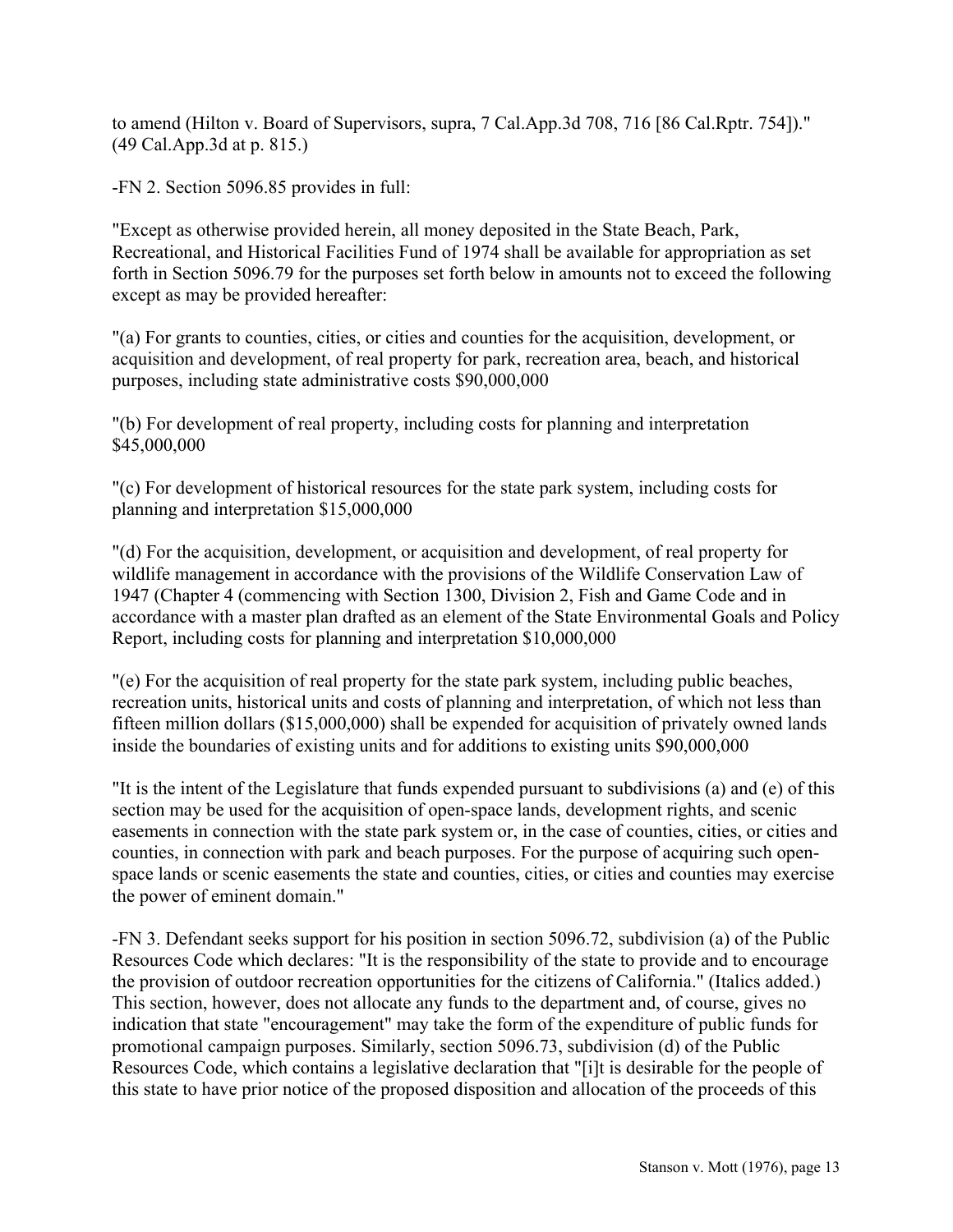to amend (Hilton v. Board of Supervisors, supra, 7 Cal.App.3d 708, 716 [86 Cal.Rptr. 754])." (49 Cal.App.3d at p. 815.)

-FN 2. Section 5096.85 provides in full:

"Except as otherwise provided herein, all money deposited in the State Beach, Park, Recreational, and Historical Facilities Fund of 1974 shall be available for appropriation as set forth in Section 5096.79 for the purposes set forth below in amounts not to exceed the following except as may be provided hereafter:

"(a) For grants to counties, cities, or cities and counties for the acquisition, development, or acquisition and development, of real property for park, recreation area, beach, and historical purposes, including state administrative costs $90,000,000

"(b) For development of real property, including costs for planning and interpretation $45,000,000

"(c) For development of historical resources for the state park system, including costs for planning and interpretation $15,000,000

"(d) For the acquisition, development, or acquisition and development, of real property for wildlife management in accordance with the provisions of the Wildlife Conservation Law of 1947 (Chapter 4 (commencing with Section 1300, Division 2, Fish and Game Code and in accordance with a master plan drafted as an element of the State Environmental Goals and Policy Report, including costs for planning and interpretation $10,000,000

"(e) For the acquisition of real property for the state park system, including public beaches, recreation units, historical units and costs of planning and interpretation, of which not less than fifteen million dollars ($15,000,000) shall be expended for acquisition of privately owned lands inside the boundaries of existing units and for additions to existing units $90,000,000

"It is the intent of the Legislature that funds expended pursuant to subdivisions (a) and (e) of this section may be used for the acquisition of open-space lands, development rights, and scenic easements in connection with the state park system or, in the case of counties, cities, or cities and counties, in connection with park and beach purposes. For the purpose of acquiring such open-space lands or scenic easements the state and counties, cities, or cities and counties may exercise the power of eminent domain."

-FN 3. Defendant seeks support for his position in section 5096.72, subdivision (a) of the Public Resources Code which declares: "It is the responsibility of the state to provide and to encourage the provision of outdoor recreation opportunities for the citizens of California." (Italics added.) This section, however, does not allocate any funds to the department and, of course, gives no indication that state "encouragement" may take the form of the expenditure of public funds for promotional campaign purposes. Similarly, section 5096.73, subdivision (d) of the Public Resources Code, which contains a legislative declaration that "[i]t is desirable for the people of this state to have prior notice of the proposed disposition and allocation of the proceeds of this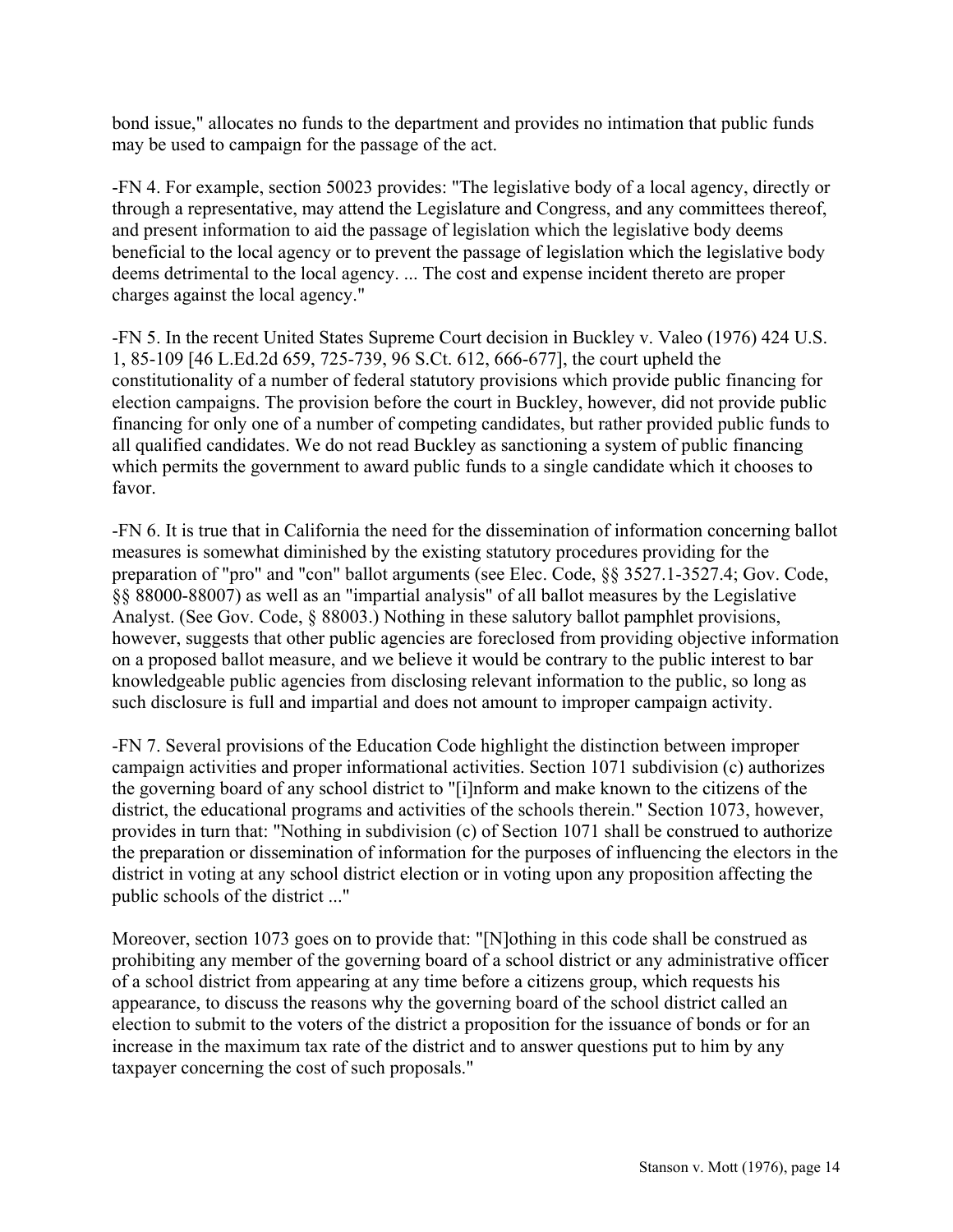bond issue," allocates no funds to the department and provides no intimation that public funds may be used to campaign for the passage of the act.

-FN 4. For example, section 50023 provides: "The legislative body of a local agency, directly or through a representative, may attend the Legislature and Congress, and any committees thereof, and present information to aid the passage of legislation which the legislative body deems beneficial to the local agency or to prevent the passage of legislation which the legislative body deems detrimental to the local agency. ... The cost and expense incident thereto are proper charges against the local agency."

-FN 5. In the recent United States Supreme Court decision in Buckley v. Valeo (1976) 424 U.S. 1, 85-109 [46 L.Ed.2d 659, 725-739, 96 S.Ct. 612, 666-677], the court upheld the constitutionality of a number of federal statutory provisions which provide public financing for election campaigns. The provision before the court in Buckley, however, did not provide public financing for only one of a number of competing candidates, but rather provided public funds to all qualified candidates. We do not read Buckley as sanctioning a system of public financing which permits the government to award public funds to a single candidate which it chooses to favor.

-FN 6. It is true that in California the need for the dissemination of information concerning ballot measures is somewhat diminished by the existing statutory procedures providing for the preparation of "pro" and "con" ballot arguments (see Elec. Code, §§ 3527.1-3527.4; Gov. Code, §§ 88000-88007) as well as an "impartial analysis" of all ballot measures by the Legislative Analyst. (See Gov. Code, § 88003.) Nothing in these salutory ballot pamphlet provisions, however, suggests that other public agencies are foreclosed from providing objective information on a proposed ballot measure, and we believe it would be contrary to the public interest to bar knowledgeable public agencies from disclosing relevant information to the public, so long as such disclosure is full and impartial and does not amount to improper campaign activity.

-FN 7. Several provisions of the Education Code highlight the distinction between improper campaign activities and proper informational activities. Section 1071 subdivision (c) authorizes the governing board of any school district to "[i]nform and make known to the citizens of the district, the educational programs and activities of the schools therein." Section 1073, however, provides in turn that: "Nothing in subdivision (c) of Section 1071 shall be construed to authorize the preparation or dissemination of information for the purposes of influencing the electors in the district in voting at any school district election or in voting upon any proposition affecting the public schools of the district ..."

Moreover, section 1073 goes on to provide that: "[N]othing in this code shall be construed as prohibiting any member of the governing board of a school district or any administrative officer of a school district from appearing at any time before a citizens group, which requests his appearance, to discuss the reasons why the governing board of the school district called an election to submit to the voters of the district a proposition for the issuance of bonds or for an increase in the maximum tax rate of the district and to answer questions put to him by any taxpayer concerning the cost of such proposals."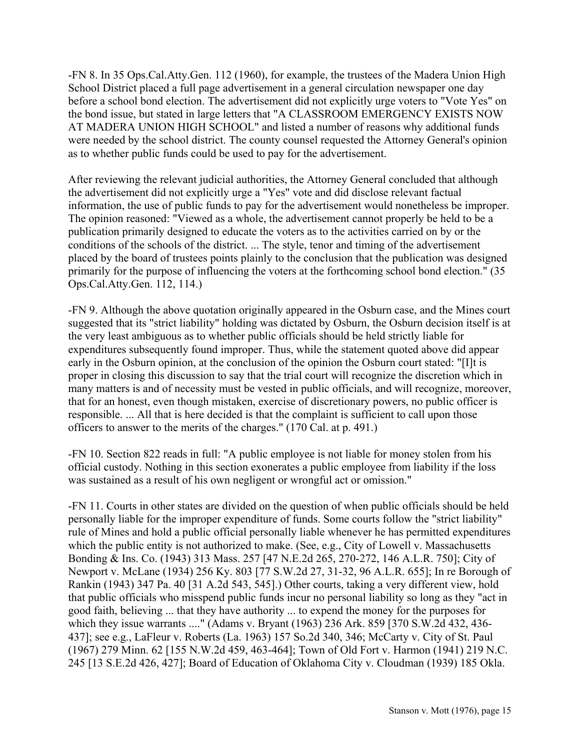-FN 8. In 35 Ops.Cal.Atty.Gen. 112 (1960), for example, the trustees of the Madera Union High School District placed a full page advertisement in a general circulation newspaper one day before a school bond election. The advertisement did not explicitly urge voters to "Vote Yes" on the bond issue, but stated in large letters that "A CLASSROOM EMERGENCY EXISTS NOW AT MADERA UNION HIGH SCHOOL" and listed a number of reasons why additional funds were needed by the school district. The county counsel requested the Attorney General's opinion as to whether public funds could be used to pay for the advertisement.

After reviewing the relevant judicial authorities, the Attorney General concluded that although the advertisement did not explicitly urge a "Yes" vote and did disclose relevant factual information, the use of public funds to pay for the advertisement would nonetheless be improper. The opinion reasoned: "Viewed as a whole, the advertisement cannot properly be held to be a publication primarily designed to educate the voters as to the activities carried on by or the conditions of the schools of the district. ... The style, tenor and timing of the advertisement placed by the board of trustees points plainly to the conclusion that the publication was designed primarily for the purpose of influencing the voters at the forthcoming school bond election." (35 Ops.Cal.Atty.Gen. 112, 114.)

-FN 9. Although the above quotation originally appeared in the Osburn case, and the Mines court suggested that its "strict liability" holding was dictated by Osburn, the Osburn decision itself is at the very least ambiguous as to whether public officials should be held strictly liable for expenditures subsequently found improper. Thus, while the statement quoted above did appear early in the Osburn opinion, at the conclusion of the opinion the Osburn court stated: "[I]t is proper in closing this discussion to say that the trial court will recognize the discretion which in many matters is and of necessity must be vested in public officials, and will recognize, moreover, that for an honest, even though mistaken, exercise of discretionary powers, no public officer is responsible. ... All that is here decided is that the complaint is sufficient to call upon those officers to answer to the merits of the charges." (170 Cal. at p. 491.)

-FN 10. Section 822 reads in full: "A public employee is not liable for money stolen from his official custody. Nothing in this section exonerates a public employee from liability if the loss was sustained as a result of his own negligent or wrongful act or omission."

-FN 11. Courts in other states are divided on the question of when public officials should be held personally liable for the improper expenditure of funds. Some courts follow the "strict liability" rule of Mines and hold a public official personally liable whenever he has permitted expenditures which the public entity is not authorized to make. (See, e.g., City of Lowell v. Massachusetts Bonding & Ins. Co. (1943) 313 Mass. 257 [47 N.E.2d 265, 270-272, 146 A.L.R. 750]; City of Newport v. McLane (1934) 256 Ky. 803 [77 S.W.2d 27, 31-32, 96 A.L.R. 655]; In re Borough of Rankin (1943) 347 Pa. 40 [31 A.2d 543, 545].) Other courts, taking a very different view, hold that public officials who misspend public funds incur no personal liability so long as they "act in good faith, believing ... that they have authority ... to expend the money for the purposes for which they issue warrants ...." (Adams v. Bryant (1963) 236 Ark. 859 [370 S.W.2d 432, 436-437]; see e.g., LaFleur v. Roberts (La. 1963) 157 So.2d 340, 346; McCarty v. City of St. Paul (1967) 279 Minn. 62 [155 N.W.2d 459, 463-464]; Town of Old Fort v. Harmon (1941) 219 N.C. 245 [13 S.E.2d 426, 427]; Board of Education of Oklahoma City v. Cloudman (1939) 185 Okla.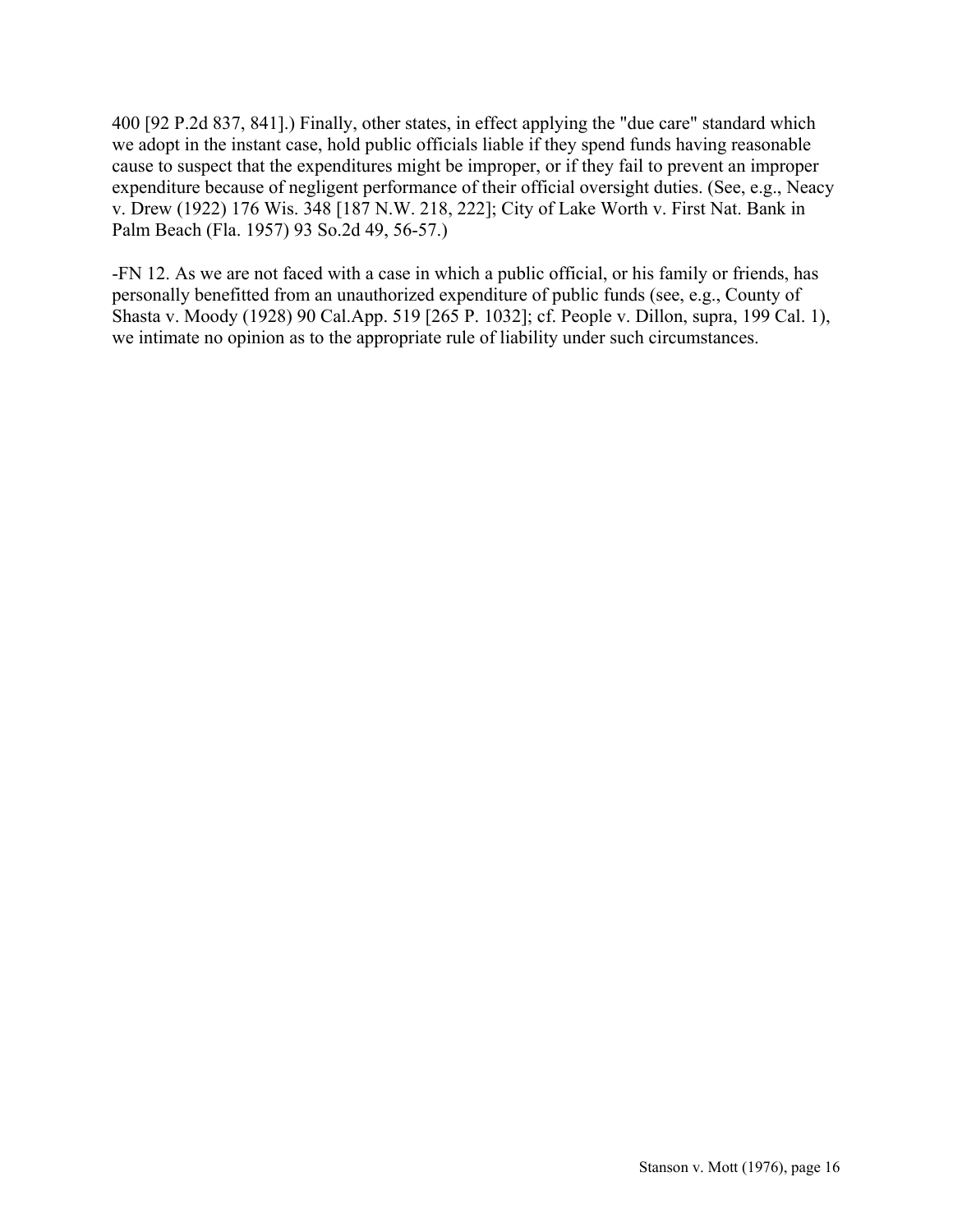400 [92 P.2d 837, 841].) Finally, other states, in effect applying the "due care" standard which we adopt in the instant case, hold public officials liable if they spend funds having reasonable cause to suspect that the expenditures might be improper, or if they fail to prevent an improper expenditure because of negligent performance of their official oversight duties. (See, e.g., Neacy v. Drew (1922) 176 Wis. 348 [187 N.W. 218, 222]; City of Lake Worth v. First Nat. Bank in Palm Beach (Fla. 1957) 93 So.2d 49, 56-57.)

-FN 12. As we are not faced with a case in which a public official, or his family or friends, has personally benefitted from an unauthorized expenditure of public funds (see, e.g., County of Shasta v. Moody (1928) 90 Cal.App. 519 [265 P. 1032]; cf. People v. Dillon, supra, 199 Cal. 1), we intimate no opinion as to the appropriate rule of liability under such circumstances.